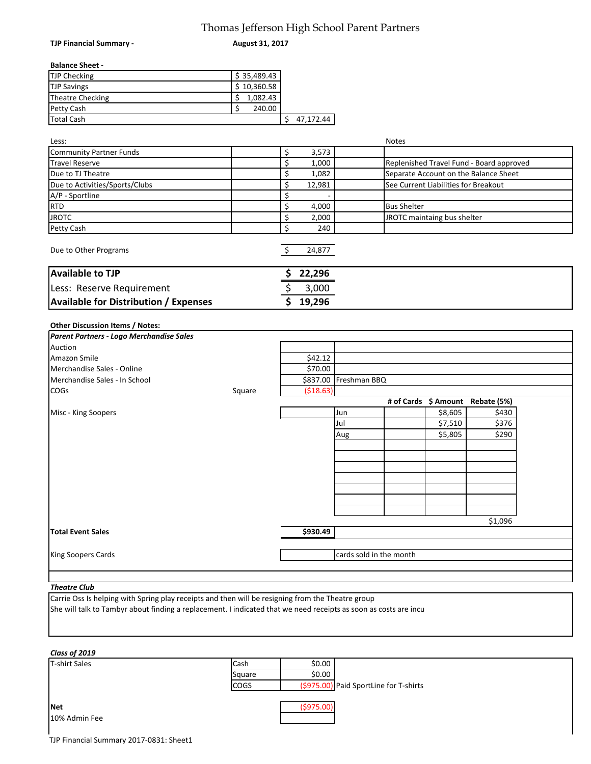# Thomas Jefferson High School Parent Partners

**TJP Financial Summary -** **August 31, 2017**

**Balance Sheet -**

| | | |
|---|---|---|
| TJP Checking | $ 35,489.43 | |
| TJP Savings | $ 10,360.58 | |
| Theatre Checking | $ 1,082.43 | |
| Petty Cash | $ 240.00 | |
| Total Cash | | $ 47,172.44 |

| Less: | | | Notes |
|---|---|---|---|
| Community Partner Funds | | $ 3,573 | |
| Travel Reserve | | $ 1,000 | Replenished Travel Fund - Board approved |
| Due to TJ Theatre | | $ 1,082 | Separate Account on the Balance Sheet |
| Due to Activities/Sports/Clubs | | $ 12,981 | See Current Liabilities for Breakout |
| A/P - Sportline | | $ - | |
| RTD | | $ 4,000 | Bus Shelter |
| JROTC | | $ 2,000 | JROTC maintaing bus shelter |
| Petty Cash | | $ 240 | |

Due to Other Programs $ 24,877

| | |
|---|---|
| **Available to TJP** | **$ 22,296** |
| Less: Reserve Requirement | $ 3,000 |
| **Available for Distribution / Expenses** | **$ 19,296** |

**Other Discussion Items / Notes:**

***Parent Partners - Logo Merchandise Sales***

| | | | | | | |
|---|---|---|---|---|---|---|
| Auction | | | | | | |
| Amazon Smile | | $42.12 | | | | |
| Merchandise Sales - Online | | $70.00 | | | | |
| Merchandise Sales - In School | | $837.00 | Freshman BBQ | | | |
| COGs | Square | ($18.63) | | | | |
| | | | | # of Cards | $ Amount | Rebate (5%) |
| Misc - King Soopers | | | Jun | | $8,605 | $430 |
| | | | Jul | | $7,510 | $376 |
| | | | Aug | | $5,805 | $290 |
| | | | | | | $1,096 |
| **Total Event Sales** | | **$930.49** | | | | |
| King Soopers Cards | | | cards sold in the month | | | |

***Theatre Club***

Carrie Oss Is helping with Spring play receipts and then will be resigning from the Theatre group
She will talk to Tambyr about finding a replacement. I indicated that we need receipts as soon as costs are incu

***Class of 2019***

| | | | |
|---|---|---|---|
| T-shirt Sales | Cash | $0.00 | |
| | Square | $0.00 | |
| | COGS | ($975.00) | Paid SportLine for T-shirts |
| **Net** | | ($975.00) | |
| 10% Admin Fee | | | |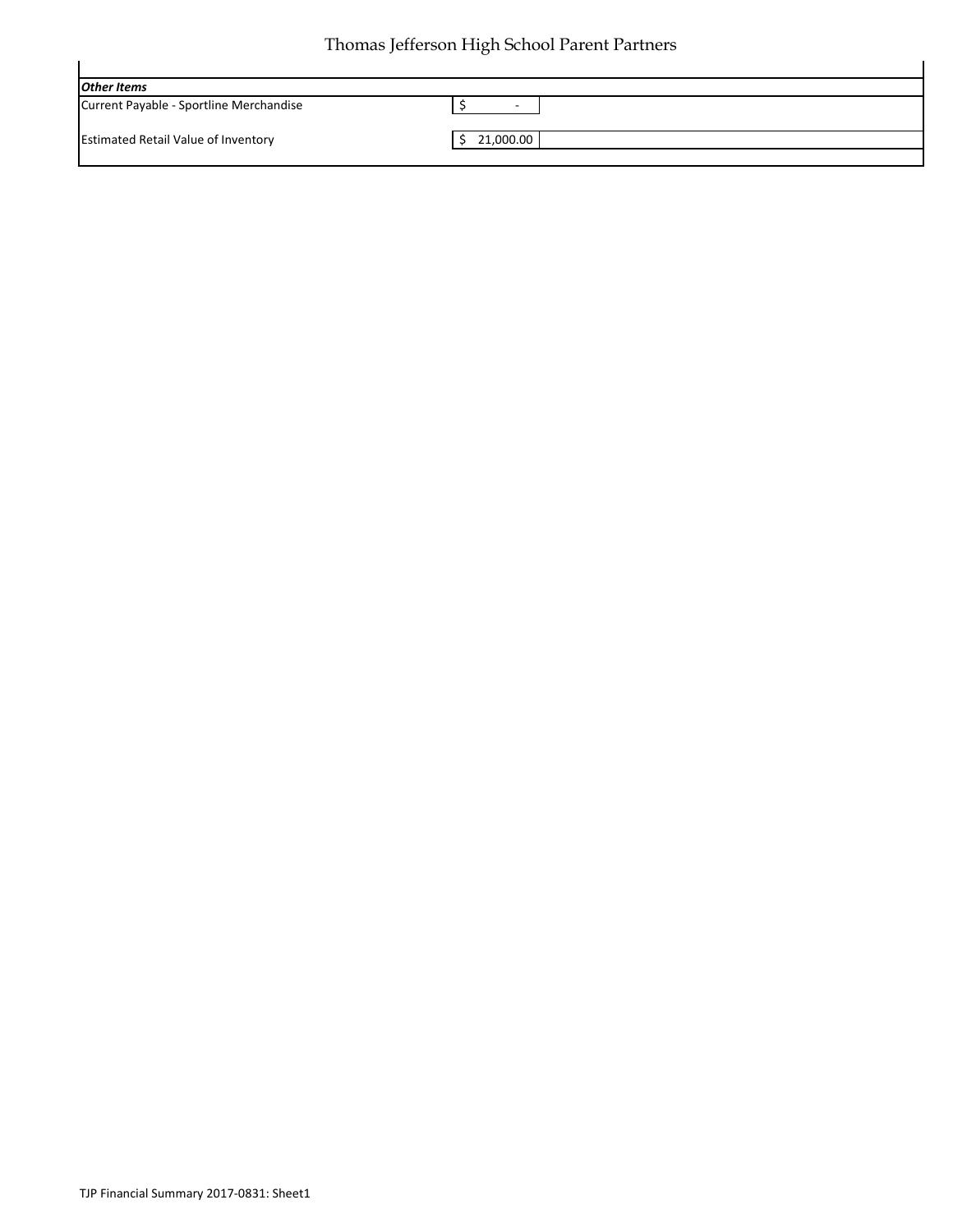| *Other Items* | |
|---|---|
| Current Payable - Sportline Merchandise | $ - |
| Estimated Retail Value of Inventory | $ 21,000.00 |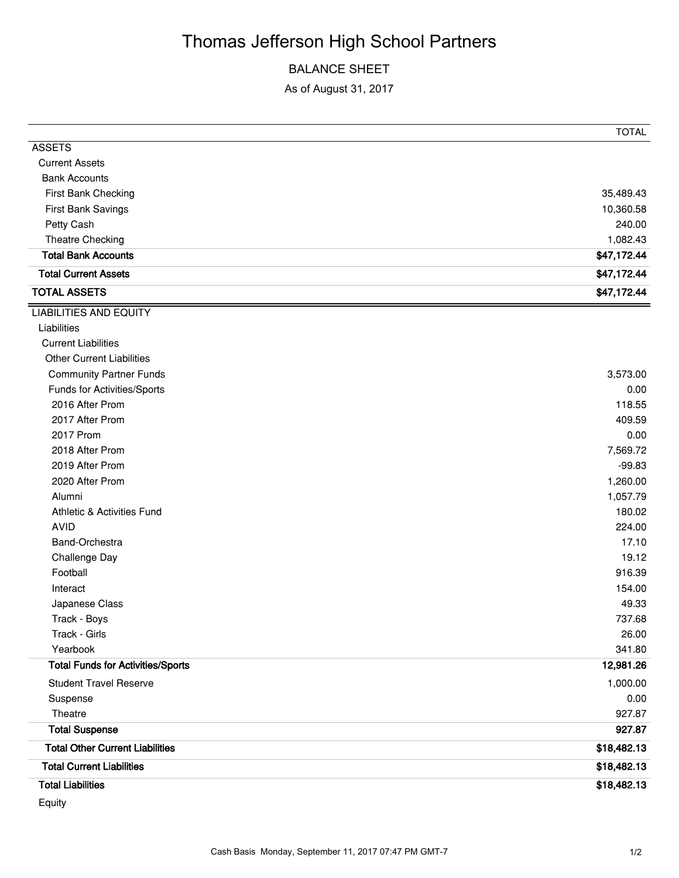# Thomas Jefferson High School Partners

## BALANCE SHEET

As of August 31, 2017

| | TOTAL |
|---|---|
| ASSETS | |
| Current Assets | |
| Bank Accounts | |
| First Bank Checking | 35,489.43 |
| First Bank Savings | 10,360.58 |
| Petty Cash | 240.00 |
| Theatre Checking | 1,082.43 |
| **Total Bank Accounts** | **$47,172.44** |
| **Total Current Assets** | **$47,172.44** |
| **TOTAL ASSETS** | **$47,172.44** |
| LIABILITIES AND EQUITY | |
| Liabilities | |
| Current Liabilities | |
| Other Current Liabilities | |
| Community Partner Funds | 3,573.00 |
| Funds for Activities/Sports | 0.00 |
| 2016 After Prom | 118.55 |
| 2017 After Prom | 409.59 |
| 2017 Prom | 0.00 |
| 2018 After Prom | 7,569.72 |
| 2019 After Prom | -99.83 |
| 2020 After Prom | 1,260.00 |
| Alumni | 1,057.79 |
| Athletic & Activities Fund | 180.02 |
| AVID | 224.00 |
| Band-Orchestra | 17.10 |
| Challenge Day | 19.12 |
| Football | 916.39 |
| Interact | 154.00 |
| Japanese Class | 49.33 |
| Track - Boys | 737.68 |
| Track - Girls | 26.00 |
| Yearbook | 341.80 |
| **Total Funds for Activities/Sports** | **12,981.26** |
| Student Travel Reserve | 1,000.00 |
| Suspense | 0.00 |
| Theatre | 927.87 |
| **Total Suspense** | **927.87** |
| **Total Other Current Liabilities** | **$18,482.13** |
| **Total Current Liabilities** | **$18,482.13** |
| **Total Liabilities** | **$18,482.13** |
| Equity | |

Cash Basis Monday, September 11, 2017 07:47 PM GMT-7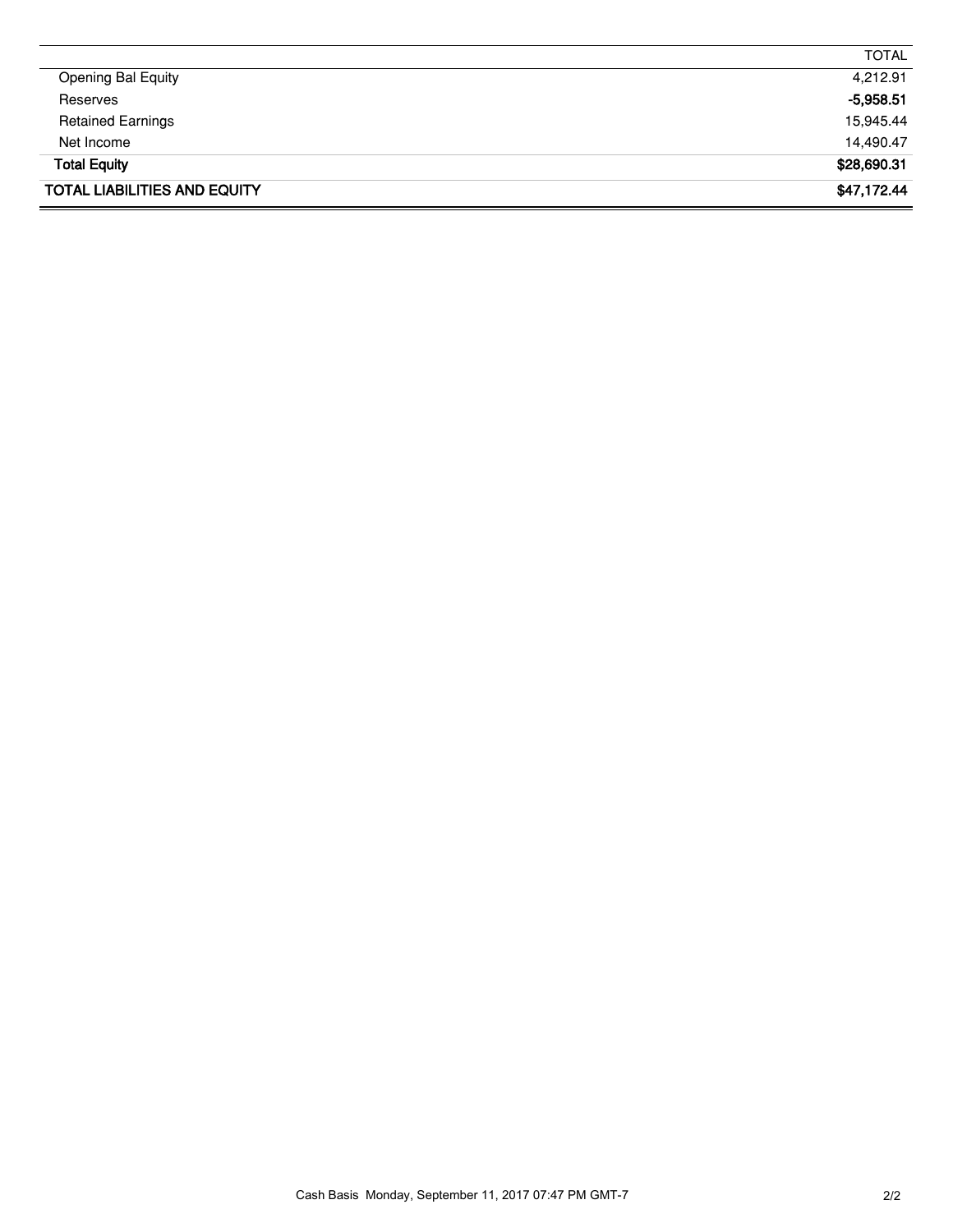| | TOTAL |
|---|---|
| Opening Bal Equity | 4,212.91 |
| Reserves | **-5,958.51** |
| Retained Earnings | 15,945.44 |
| Net Income | 14,490.47 |
| **Total Equity** | **$28,690.31** |
| **TOTAL LIABILITIES AND EQUITY** | **$47,172.44** |

Cash Basis Monday, September 11, 2017 07:47 PM GMT-7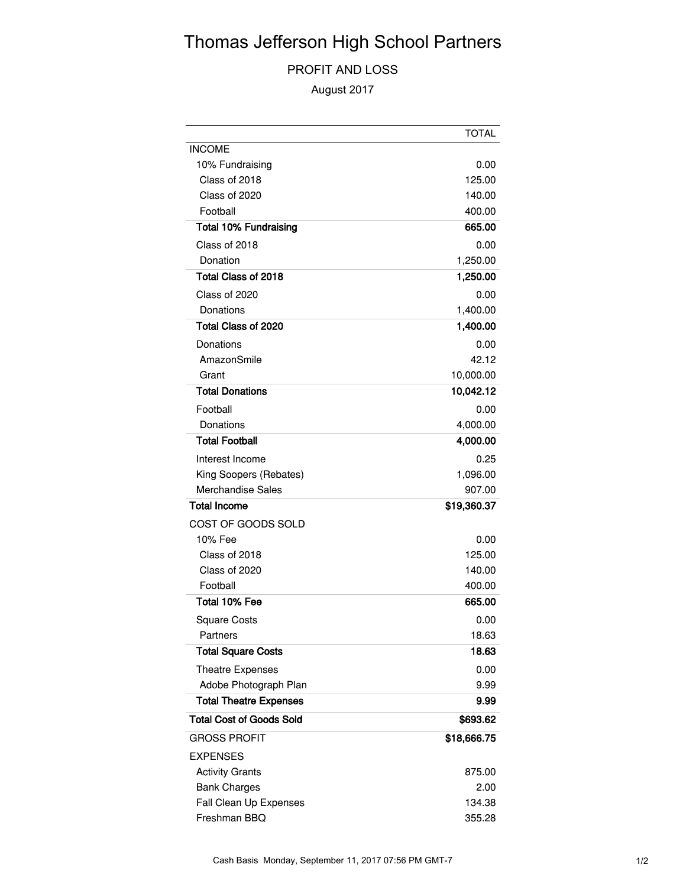# Thomas Jefferson High School Partners

## PROFIT AND LOSS

August 2017

| | TOTAL |
|---|---|
| INCOME | |
| 10% Fundraising | 0.00 |
| Class of 2018 | 125.00 |
| Class of 2020 | 140.00 |
| Football | 400.00 |
| **Total 10% Fundraising** | **665.00** |
| Class of 2018 | 0.00 |
| Donation | 1,250.00 |
| **Total Class of 2018** | **1,250.00** |
| Class of 2020 | 0.00 |
| Donations | 1,400.00 |
| **Total Class of 2020** | **1,400.00** |
| Donations | 0.00 |
| AmazonSmile | 42.12 |
| Grant | 10,000.00 |
| **Total Donations** | **10,042.12** |
| Football | 0.00 |
| Donations | 4,000.00 |
| **Total Football** | **4,000.00** |
| Interest Income | 0.25 |
| King Soopers (Rebates) | 1,096.00 |
| Merchandise Sales | 907.00 |
| **Total Income** | **$19,360.37** |
| COST OF GOODS SOLD | |
| 10% Fee | 0.00 |
| Class of 2018 | 125.00 |
| Class of 2020 | 140.00 |
| Football | 400.00 |
| **Total 10% Fee** | **665.00** |
| Square Costs | 0.00 |
| Partners | 18.63 |
| **Total Square Costs** | **18.63** |
| Theatre Expenses | 0.00 |
| Adobe Photograph Plan | 9.99 |
| **Total Theatre Expenses** | **9.99** |
| **Total Cost of Goods Sold** | **$693.62** |
| GROSS PROFIT | **$18,666.75** |
| EXPENSES | |
| Activity Grants | 875.00 |
| Bank Charges | 2.00 |
| Fall Clean Up Expenses | 134.38 |
| Freshman BBQ | 355.28 |

Cash Basis Monday, September 11, 2017 07:56 PM GMT-7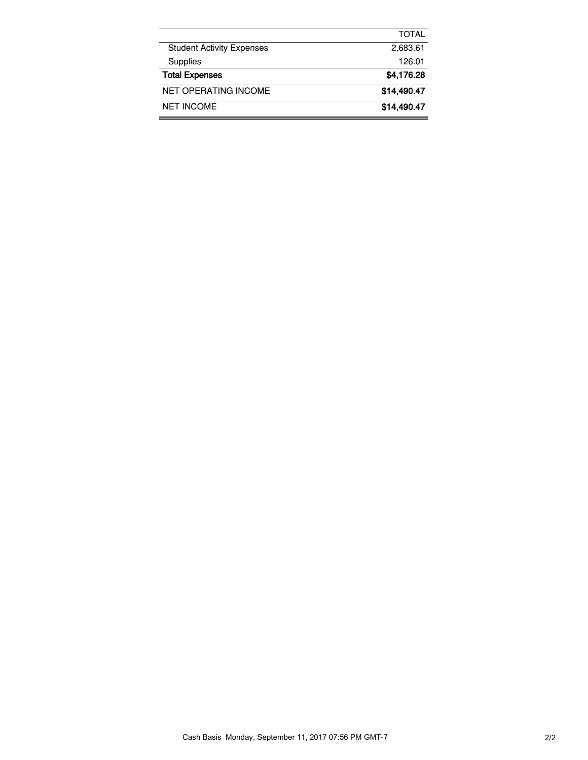| | TOTAL |
|---|---|
| Student Activity Expenses | 2,683.61 |
| Supplies | 126.01 |
| **Total Expenses** | **$4,176.28** |
| NET OPERATING INCOME | **$14,490.47** |
| NET INCOME | **$14,490.47** |

Cash Basis Monday, September 11, 2017 07:56 PM GMT-7